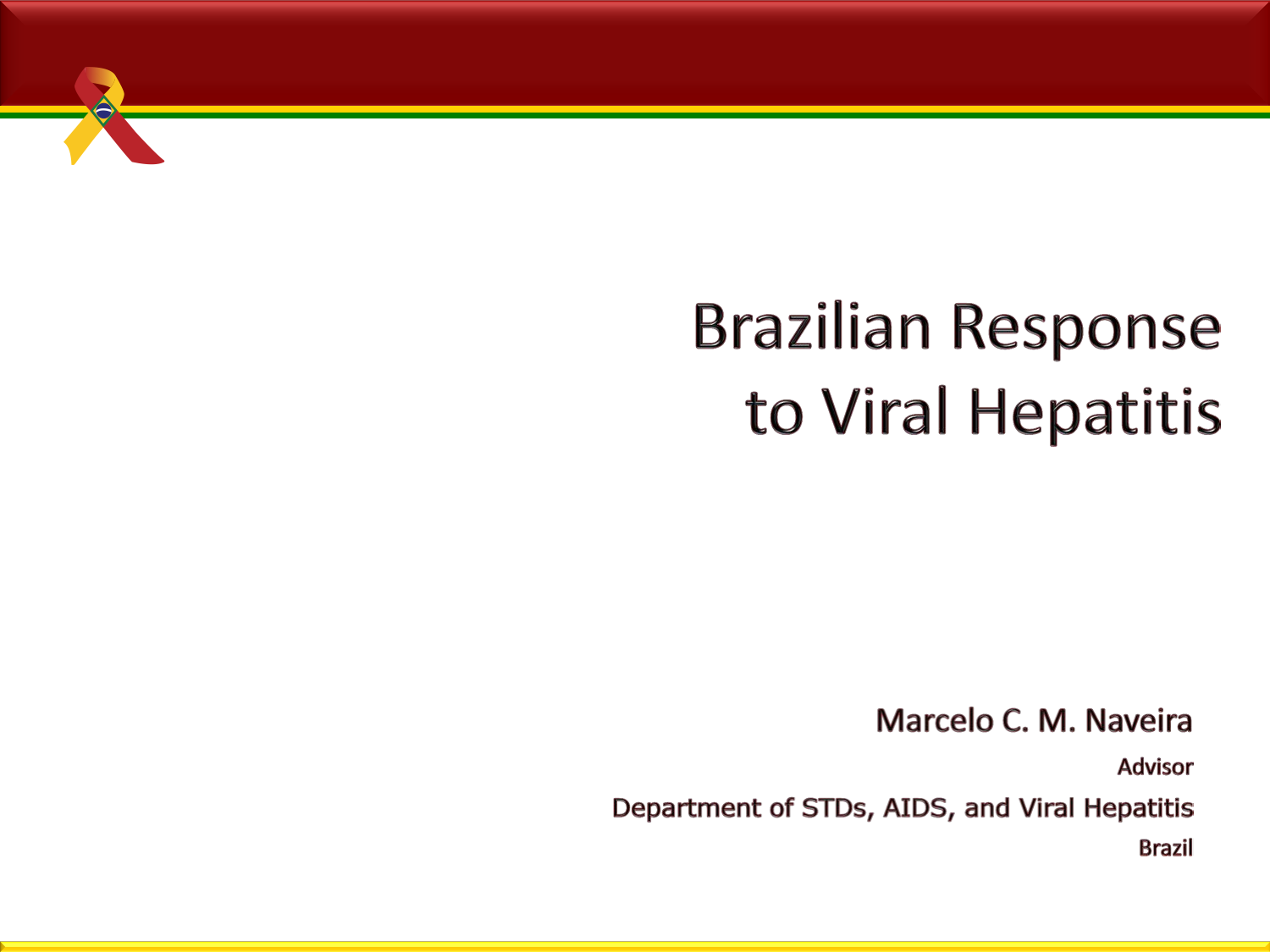# Brazilian Response to Viral Hepatitis

**Marcelo C. M. Naveira**

Advisor

Department of STDs, AIDS, and Viral Hepatitis

Brazil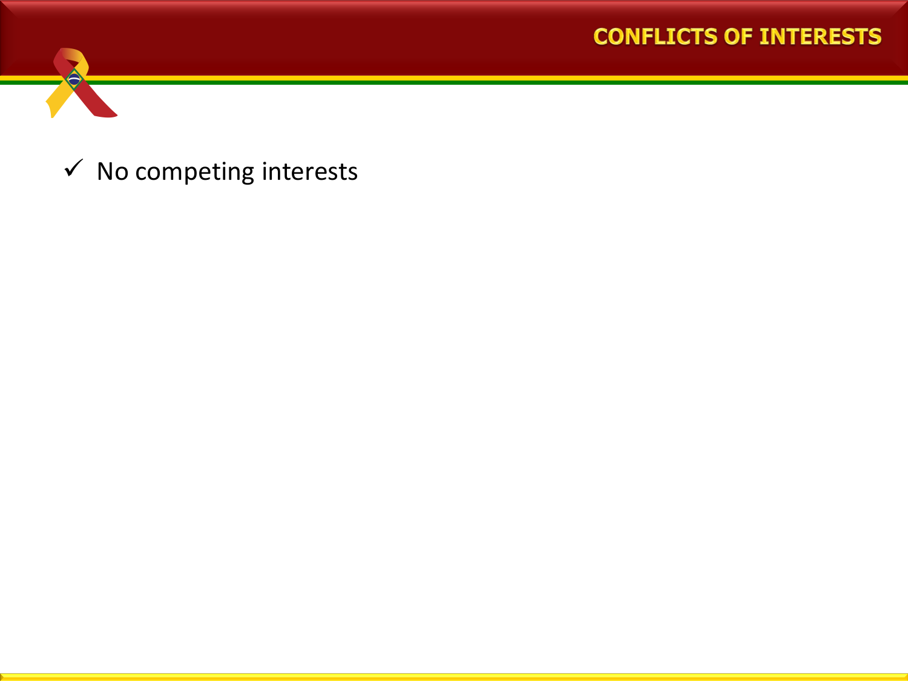# CONFLICTS OF INTERESTS

- ✓ No competing interests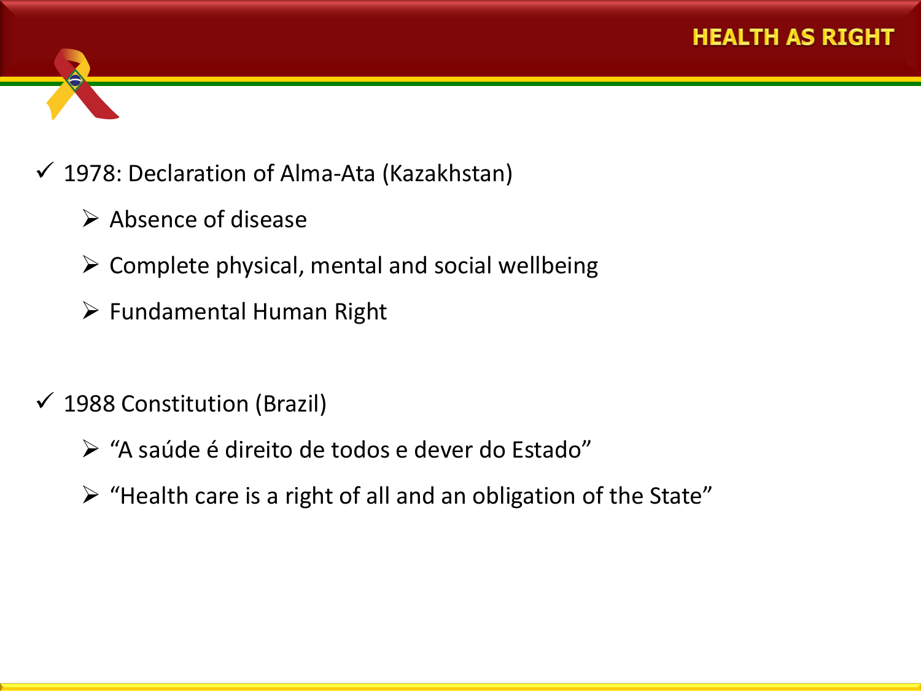# HEALTH AS RIGHT

- 1978: Declaration of Alma-Ata (Kazakhstan)
  - Absence of disease
  - Complete physical, mental and social wellbeing
  - Fundamental Human Right

- 1988 Constitution (Brazil)
  - “A saúde é direito de todos e dever do Estado”
  - “Health care is a right of all and an obligation of the State”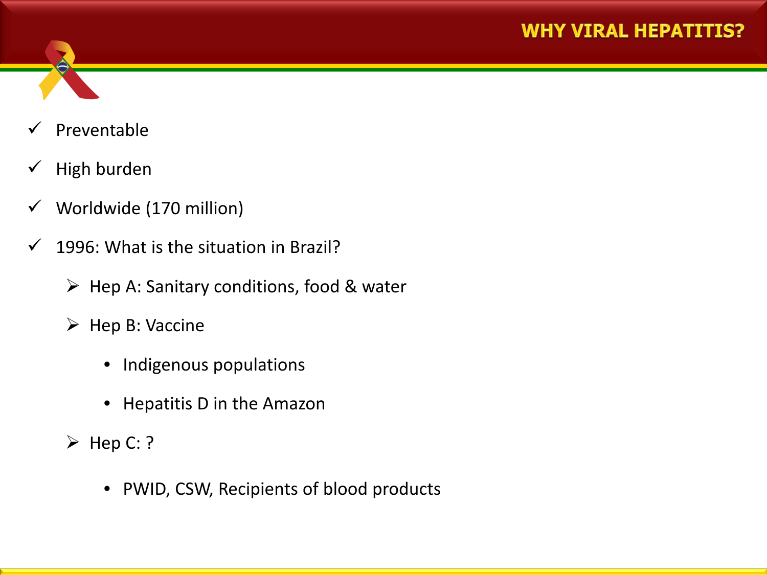# WHY VIRAL HEPATITIS?

- Preventable
- High burden
- Worldwide (170 million)
- 1996: What is the situation in Brazil?
  - Hep A: Sanitary conditions, food & water
  - Hep B: Vaccine
    - Indigenous populations
    - Hepatitis D in the Amazon
  - Hep C: ?
    - PWID, CSW, Recipients of blood products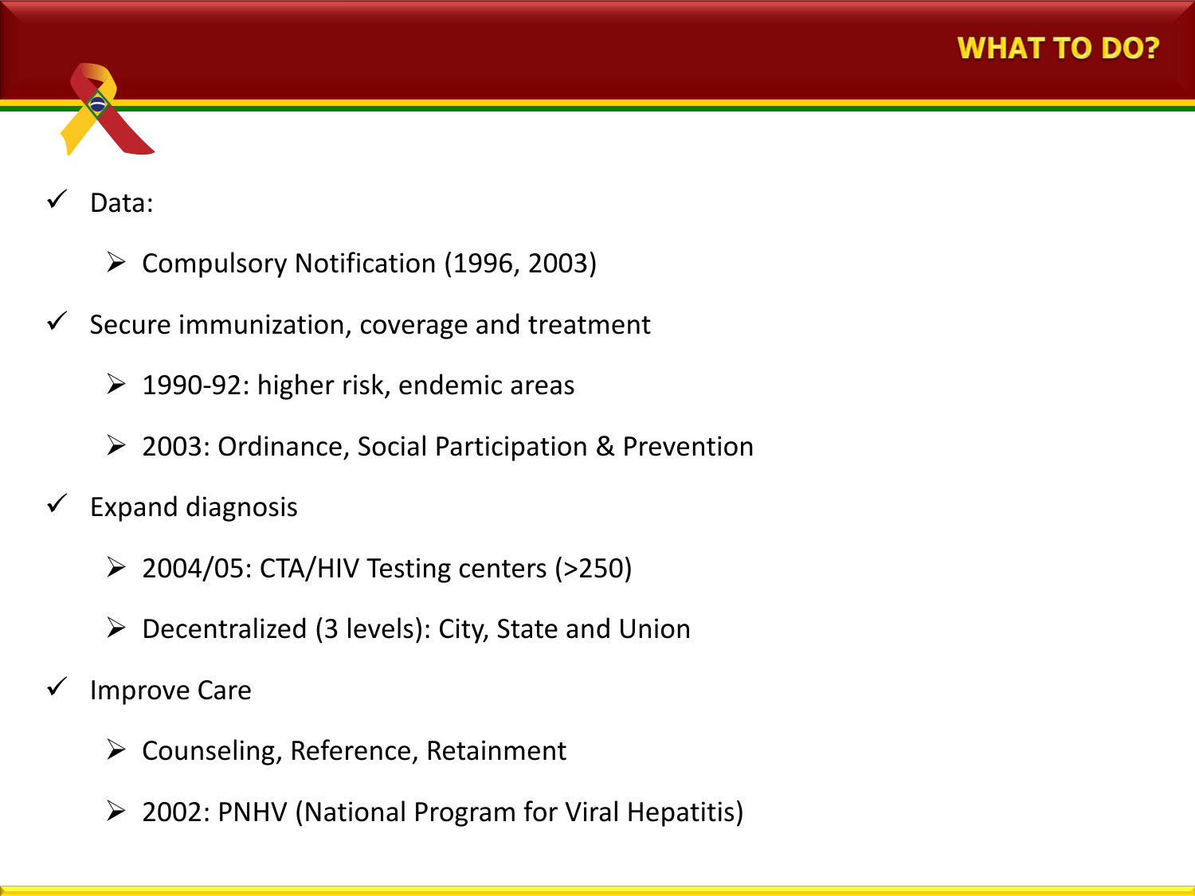# WHAT TO DO?

- Data:
  - Compulsory Notification (1996, 2003)
- Secure immunization, coverage and treatment
  - 1990-92: higher risk, endemic areas
  - 2003: Ordinance, Social Participation & Prevention
- Expand diagnosis
  - 2004/05: CTA/HIV Testing centers (>250)
  - Decentralized (3 levels): City, State and Union
- Improve Care
  - Counseling, Reference, Retainment
  - 2002: PNHV (National Program for Viral Hepatitis)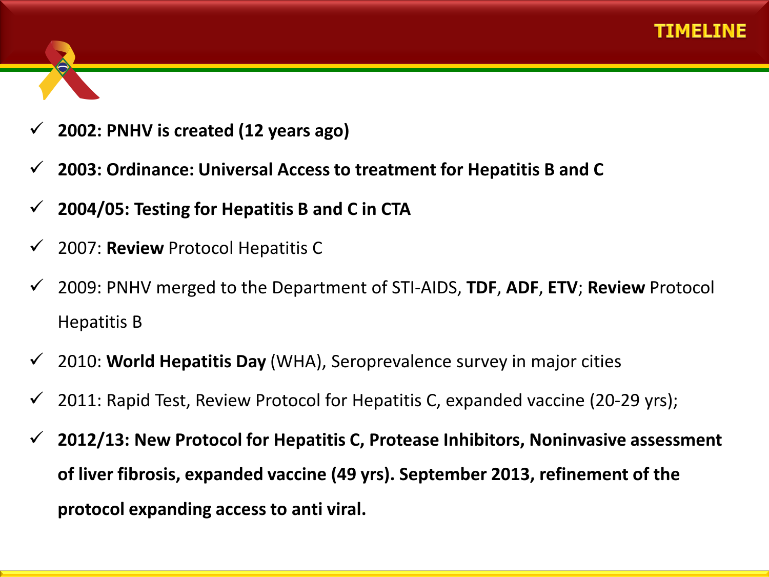# TIMELINE

- ✓ **2002: PNHV is created (12 years ago)**
- ✓ **2003: Ordinance: Universal Access to treatment for Hepatitis B and C**
- ✓ **2004/05: Testing for Hepatitis B and C in CTA**
- ✓ 2007: **Review** Protocol Hepatitis C
- ✓ 2009: PNHV merged to the Department of STI-AIDS, **TDF**, **ADF**, **ETV**; **Review** Protocol Hepatitis B
- ✓ 2010: **World Hepatitis Day** (WHA), Seroprevalence survey in major cities
- ✓ 2011: Rapid Test, Review Protocol for Hepatitis C, expanded vaccine (20-29 yrs);
- ✓ **2012/13: New Protocol for Hepatitis C, Protease Inhibitors, Noninvasive assessment of liver fibrosis, expanded vaccine (49 yrs). September 2013, refinement of the protocol expanding access to anti viral.**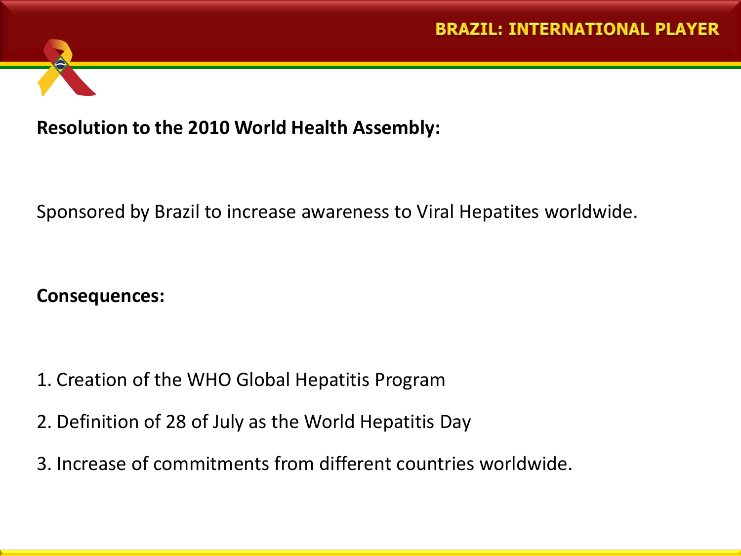# BRAZIL: INTERNATIONAL PLAYER

**Resolution to the 2010 World Health Assembly:**

Sponsored by Brazil to increase awareness to Viral Hepatites worldwide.

**Consequences:**

1. Creation of the WHO Global Hepatitis Program
2. Definition of 28 of July as the World Hepatitis Day
3. Increase of commitments from different countries worldwide.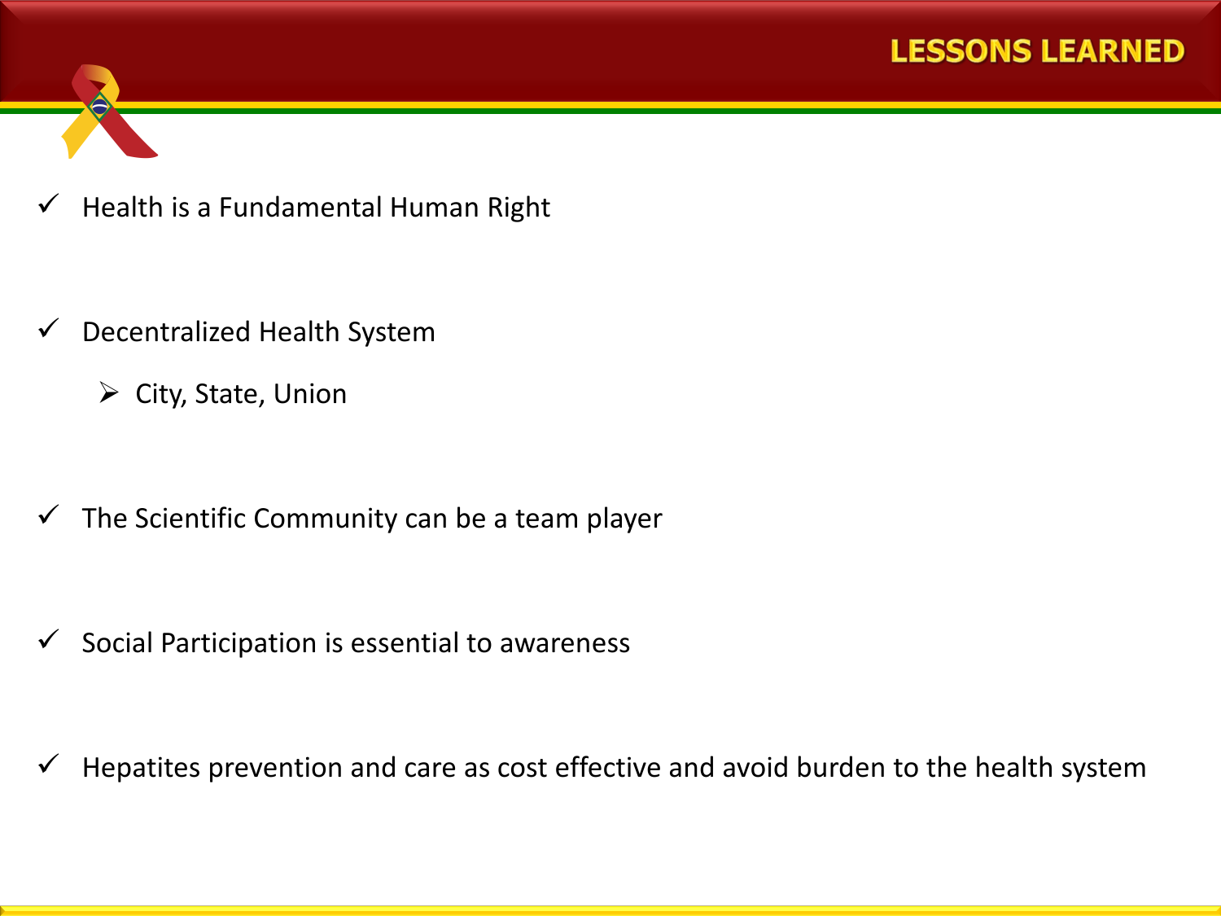# LESSONS LEARNED

- ✓ Health is a Fundamental Human Right
- ✓ Decentralized Health System
  - ➢ City, State, Union
- ✓ The Scientific Community can be a team player
- ✓ Social Participation is essential to awareness
- ✓ Hepatites prevention and care as cost effective and avoid burden to the health system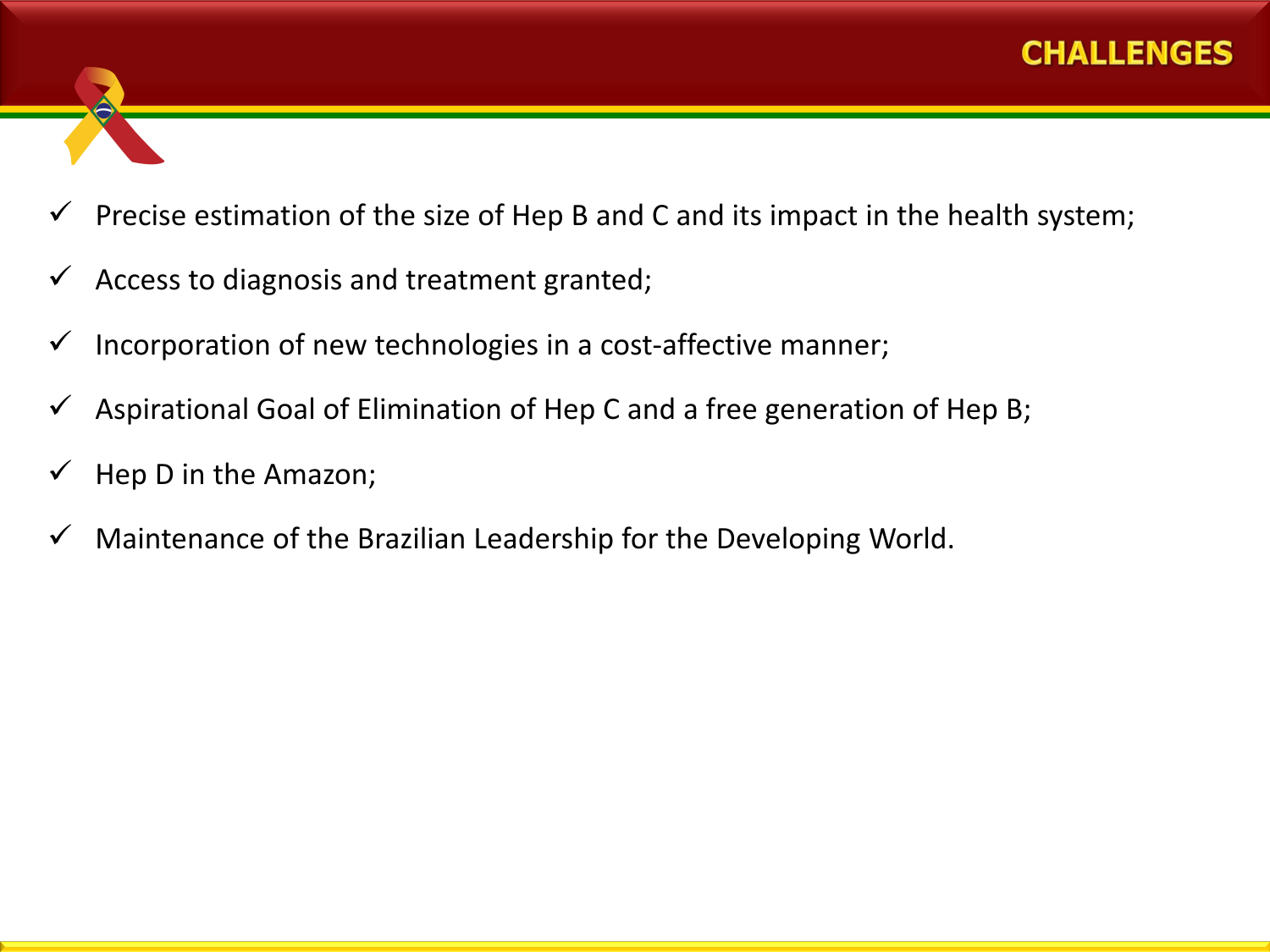# CHALLENGES

- ✓ Precise estimation of the size of Hep B and C and its impact in the health system;
- ✓ Access to diagnosis and treatment granted;
- ✓ Incorporation of new technologies in a cost-affective manner;
- ✓ Aspirational Goal of Elimination of Hep C and a free generation of Hep B;
- ✓ Hep D in the Amazon;
- ✓ Maintenance of the Brazilian Leadership for the Developing World.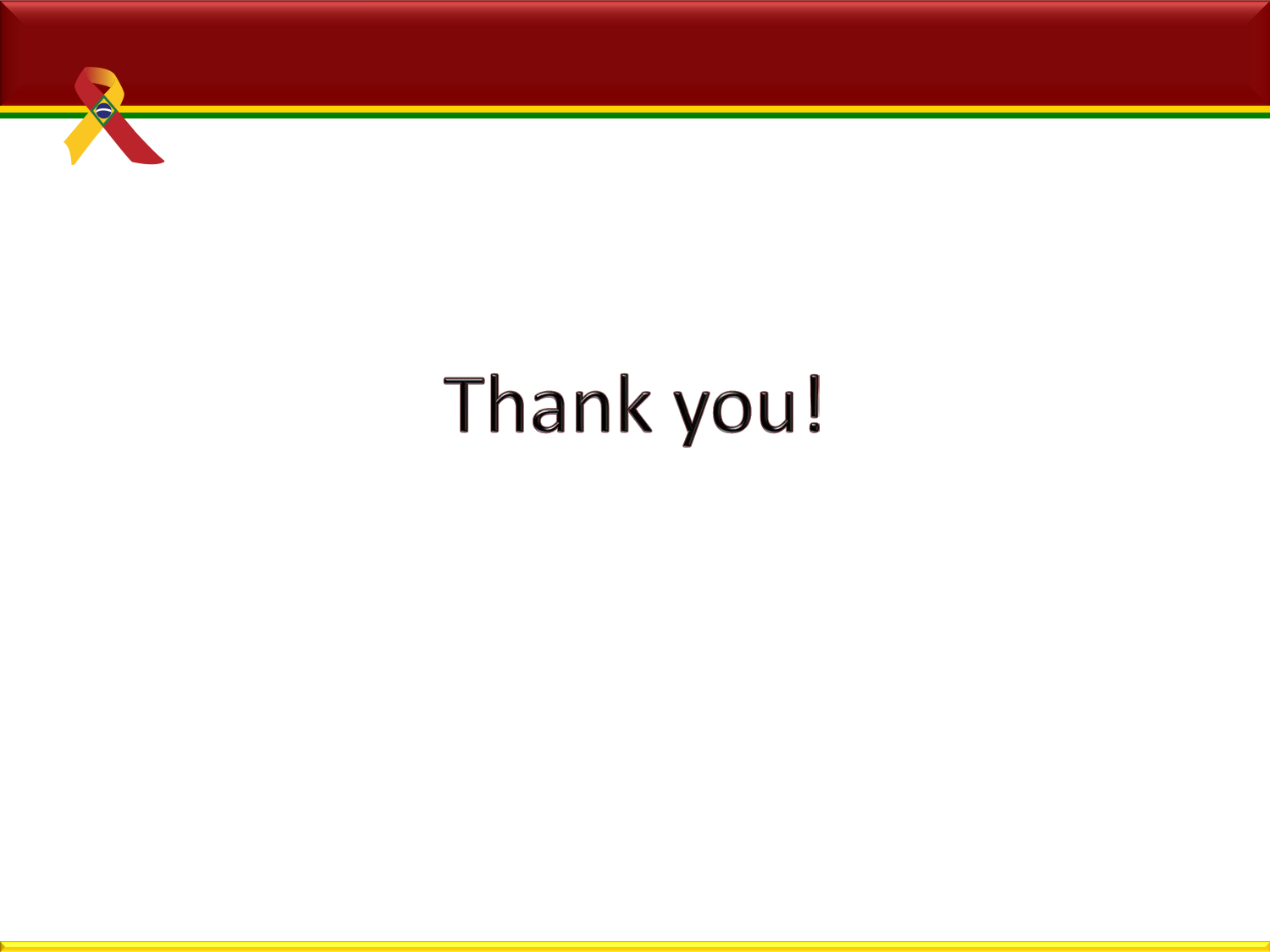Thank you!